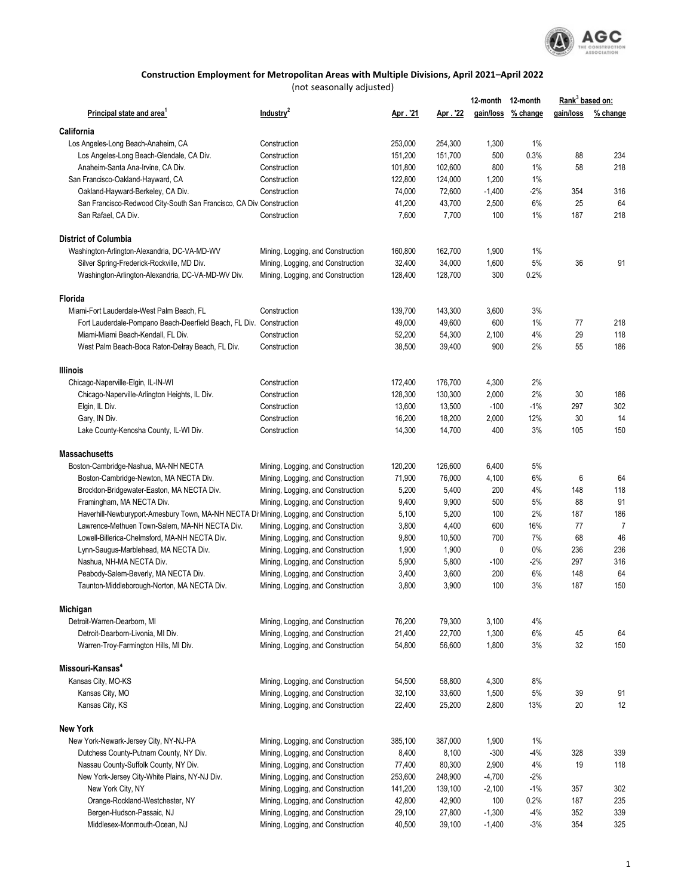# Construction Employment for Metropolitan Areas with Multiple Divisions, April 2021–April 2022

(not seasonally adjusted)

| Principal state and area[1] | Industry[2] | Apr. '21 | Apr. '22 | 12-month gain/loss | 12-month % change | Rank[3] based on: gain/loss | Rank[3] based on: % change |
|---|---|---|---|---|---|---|---|
| **California** | | | | | | | |
| Los Angeles-Long Beach-Anaheim, CA | Construction | 253,000 | 254,300 | 1,300 | 1% | | |
| Los Angeles-Long Beach-Glendale, CA Div. | Construction | 151,200 | 151,700 | 500 | 0.3% | 88 | 234 |
| Anaheim-Santa Ana-Irvine, CA Div. | Construction | 101,800 | 102,600 | 800 | 1% | 58 | 218 |
| San Francisco-Oakland-Hayward, CA | Construction | 122,800 | 124,000 | 1,200 | 1% | | |
| Oakland-Hayward-Berkeley, CA Div. | Construction | 74,000 | 72,600 | -1,400 | -2% | 354 | 316 |
| San Francisco-Redwood City-South San Francisco, CA Div. | Construction | 41,200 | 43,700 | 2,500 | 6% | 25 | 64 |
| San Rafael, CA Div. | Construction | 7,600 | 7,700 | 100 | 1% | 187 | 218 |
| **District of Columbia** | | | | | | | |
| Washington-Arlington-Alexandria, DC-VA-MD-WV | Mining, Logging, and Construction | 160,800 | 162,700 | 1,900 | 1% | | |
| Silver Spring-Frederick-Rockville, MD Div. | Mining, Logging, and Construction | 32,400 | 34,000 | 1,600 | 5% | 36 | 91 |
| Washington-Arlington-Alexandria, DC-VA-MD-WV Div. | Mining, Logging, and Construction | 128,400 | 128,700 | 300 | 0.2% | | |
| **Florida** | | | | | | | |
| Miami-Fort Lauderdale-West Palm Beach, FL | Construction | 139,700 | 143,300 | 3,600 | 3% | | |
| Fort Lauderdale-Pompano Beach-Deerfield Beach, FL Div. | Construction | 49,000 | 49,600 | 600 | 1% | 77 | 218 |
| Miami-Miami Beach-Kendall, FL Div. | Construction | 52,200 | 54,300 | 2,100 | 4% | 29 | 118 |
| West Palm Beach-Boca Raton-Delray Beach, FL Div. | Construction | 38,500 | 39,400 | 900 | 2% | 55 | 186 |
| **Illinois** | | | | | | | |
| Chicago-Naperville-Elgin, IL-IN-WI | Construction | 172,400 | 176,700 | 4,300 | 2% | | |
| Chicago-Naperville-Arlington Heights, IL Div. | Construction | 128,300 | 130,300 | 2,000 | 2% | 30 | 186 |
| Elgin, IL Div. | Construction | 13,600 | 13,500 | -100 | -1% | 297 | 302 |
| Gary, IN Div. | Construction | 16,200 | 18,200 | 2,000 | 12% | 30 | 14 |
| Lake County-Kenosha County, IL-WI Div. | Construction | 14,300 | 14,700 | 400 | 3% | 105 | 150 |
| **Massachusetts** | | | | | | | |
| Boston-Cambridge-Nashua, MA-NH NECTA | Mining, Logging, and Construction | 120,200 | 126,600 | 6,400 | 5% | | |
| Boston-Cambridge-Newton, MA NECTA Div. | Mining, Logging, and Construction | 71,900 | 76,000 | 4,100 | 6% | 6 | 64 |
| Brockton-Bridgewater-Easton, MA NECTA Div. | Mining, Logging, and Construction | 5,200 | 5,400 | 200 | 4% | 148 | 118 |
| Framingham, MA NECTA Div. | Mining, Logging, and Construction | 9,400 | 9,900 | 500 | 5% | 88 | 91 |
| Haverhill-Newburyport-Amesbury Town, MA-NH NECTA Div. | Mining, Logging, and Construction | 5,100 | 5,200 | 100 | 2% | 187 | 186 |
| Lawrence-Methuen Town-Salem, MA-NH NECTA Div. | Mining, Logging, and Construction | 3,800 | 4,400 | 600 | 16% | 77 | 7 |
| Lowell-Billerica-Chelmsford, MA-NH NECTA Div. | Mining, Logging, and Construction | 9,800 | 10,500 | 700 | 7% | 68 | 46 |
| Lynn-Saugus-Marblehead, MA NECTA Div. | Mining, Logging, and Construction | 1,900 | 1,900 | 0 | 0% | 236 | 236 |
| Nashua, NH-MA NECTA Div. | Mining, Logging, and Construction | 5,900 | 5,800 | -100 | -2% | 297 | 316 |
| Peabody-Salem-Beverly, MA NECTA Div. | Mining, Logging, and Construction | 3,400 | 3,600 | 200 | 6% | 148 | 64 |
| Taunton-Middleborough-Norton, MA NECTA Div. | Mining, Logging, and Construction | 3,800 | 3,900 | 100 | 3% | 187 | 150 |
| **Michigan** | | | | | | | |
| Detroit-Warren-Dearborn, MI | Mining, Logging, and Construction | 76,200 | 79,300 | 3,100 | 4% | | |
| Detroit-Dearborn-Livonia, MI Div. | Mining, Logging, and Construction | 21,400 | 22,700 | 1,300 | 6% | 45 | 64 |
| Warren-Troy-Farmington Hills, MI Div. | Mining, Logging, and Construction | 54,800 | 56,600 | 1,800 | 3% | 32 | 150 |
| **Missouri-Kansas[4]** | | | | | | | |
| Kansas City, MO-KS | Mining, Logging, and Construction | 54,500 | 58,800 | 4,300 | 8% | | |
| Kansas City, MO | Mining, Logging, and Construction | 32,100 | 33,600 | 1,500 | 5% | 39 | 91 |
| Kansas City, KS | Mining, Logging, and Construction | 22,400 | 25,200 | 2,800 | 13% | 20 | 12 |
| **New York** | | | | | | | |
| New York-Newark-Jersey City, NY-NJ-PA | Mining, Logging, and Construction | 385,100 | 387,000 | 1,900 | 1% | | |
| Dutchess County-Putnam County, NY Div. | Mining, Logging, and Construction | 8,400 | 8,100 | -300 | -4% | 328 | 339 |
| Nassau County-Suffolk County, NY Div. | Mining, Logging, and Construction | 77,400 | 80,300 | 2,900 | 4% | 19 | 118 |
| New York-Jersey City-White Plains, NY-NJ Div. | Mining, Logging, and Construction | 253,600 | 248,900 | -4,700 | -2% | | |
| New York City, NY | Mining, Logging, and Construction | 141,200 | 139,100 | -2,100 | -1% | 357 | 302 |
| Orange-Rockland-Westchester, NY | Mining, Logging, and Construction | 42,800 | 42,900 | 100 | 0.2% | 187 | 235 |
| Bergen-Hudson-Passaic, NJ | Mining, Logging, and Construction | 29,100 | 27,800 | -1,300 | -4% | 352 | 339 |
| Middlesex-Monmouth-Ocean, NJ | Mining, Logging, and Construction | 40,500 | 39,100 | -1,400 | -3% | 354 | 325 |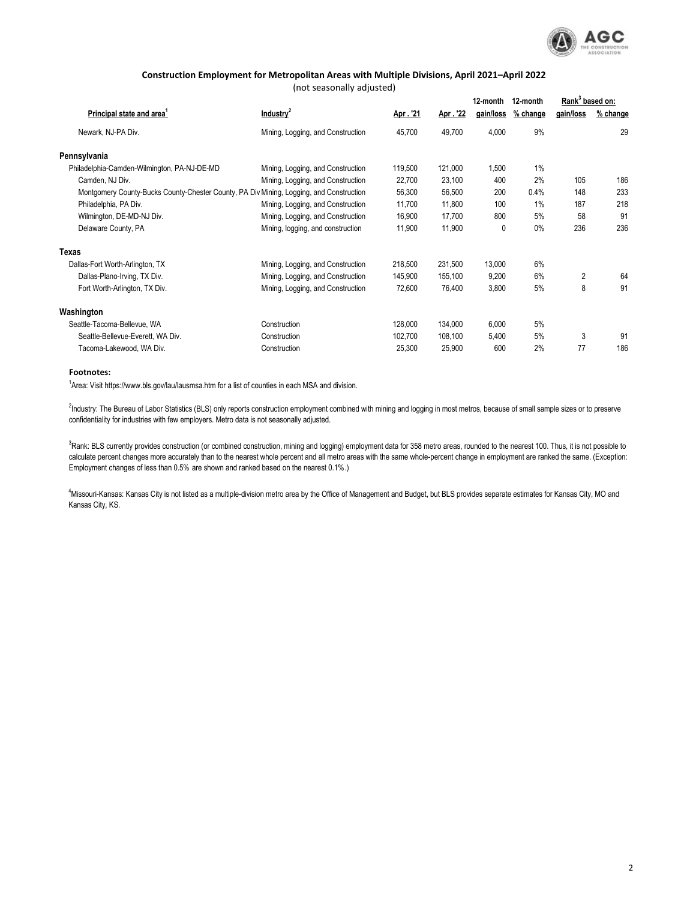## Construction Employment for Metropolitan Areas with Multiple Divisions, April 2021–April 2022

(not seasonally adjusted)

| Principal state and area[1] | Industry[2] | Apr . '21 | Apr . '22 | 12-month gain/loss | 12-month % change | Rank[3] based on: gain/loss | Rank[3] based on: % change |
|---|---|---|---|---|---|---|---|
| Newark, NJ-PA Div. | Mining, Logging, and Construction | 45,700 | 49,700 | 4,000 | 9% | | 29 |
| **Pennsylvania** | | | | | | | |
| Philadelphia-Camden-Wilmington, PA-NJ-DE-MD | Mining, Logging, and Construction | 119,500 | 121,000 | 1,500 | 1% | | |
| Camden, NJ Div. | Mining, Logging, and Construction | 22,700 | 23,100 | 400 | 2% | 105 | 186 |
| Montgomery County-Bucks County-Chester County, PA Div | Mining, Logging, and Construction | 56,300 | 56,500 | 200 | 0.4% | 148 | 233 |
| Philadelphia, PA Div. | Mining, Logging, and Construction | 11,700 | 11,800 | 100 | 1% | 187 | 218 |
| Wilmington, DE-MD-NJ Div. | Mining, Logging, and Construction | 16,900 | 17,700 | 800 | 5% | 58 | 91 |
| Delaware County, PA | Mining, logging, and construction | 11,900 | 11,900 | 0 | 0% | 236 | 236 |
| **Texas** | | | | | | | |
| Dallas-Fort Worth-Arlington, TX | Mining, Logging, and Construction | 218,500 | 231,500 | 13,000 | 6% | | |
| Dallas-Plano-Irving, TX Div. | Mining, Logging, and Construction | 145,900 | 155,100 | 9,200 | 6% | 2 | 64 |
| Fort Worth-Arlington, TX Div. | Mining, Logging, and Construction | 72,600 | 76,400 | 3,800 | 5% | 8 | 91 |
| **Washington** | | | | | | | |
| Seattle-Tacoma-Bellevue, WA | Construction | 128,000 | 134,000 | 6,000 | 5% | | |
| Seattle-Bellevue-Everett, WA Div. | Construction | 102,700 | 108,100 | 5,400 | 5% | 3 | 91 |
| Tacoma-Lakewood, WA Div. | Construction | 25,300 | 25,900 | 600 | 2% | 77 | 186 |

**Footnotes:**

[1]Area: Visit https://www.bls.gov/lau/lausmsa.htm for a list of counties in each MSA and division.

[2]Industry: The Bureau of Labor Statistics (BLS) only reports construction employment combined with mining and logging in most metros, because of small sample sizes or to preserve confidentiality for industries with few employers. Metro data is not seasonally adjusted.

[3]Rank: BLS currently provides construction (or combined construction, mining and logging) employment data for 358 metro areas, rounded to the nearest 100. Thus, it is not possible to calculate percent changes more accurately than to the nearest whole percent and all metro areas with the same whole-percent change in employment are ranked the same. (Exception: Employment changes of less than 0.5% are shown and ranked based on the nearest 0.1%.)

[4]Missouri-Kansas: Kansas City is not listed as a multiple-division metro area by the Office of Management and Budget, but BLS provides separate estimates for Kansas City, MO and Kansas City, KS.